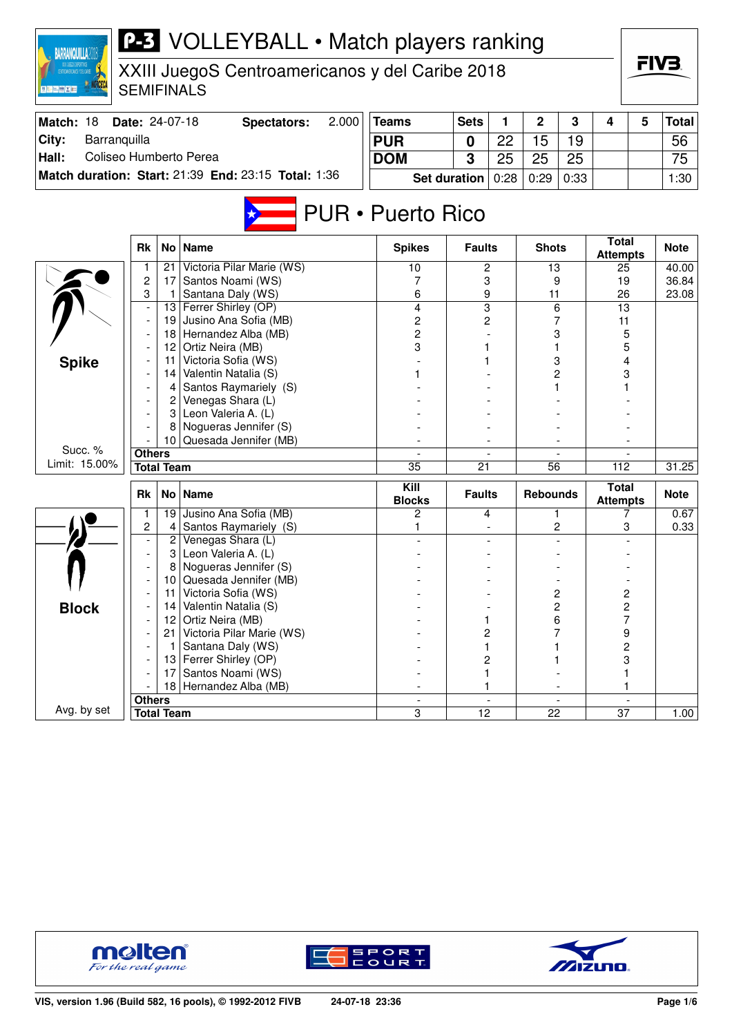# P-3 VOLLEYBALL • Match players ranking

XXIII JuegoS Centroamericanos y del Caribe 2018
SEMIFINALS

| Match: 18 | Date: 24-07-18 | Spectators: | 2.000 |
|---|---|---|---|
| City: | Barranquilla | | |
| Hall: | Coliseo Humberto Perea | | |
| Match duration: Start: 21:39 | End: 23:15 | Total: 1:36 | |

| Teams | Sets | 1 | 2 | 3 | 4 | 5 | Total |
|---|---|---|---|---|---|---|---|
| PUR | 0 | 22 | 15 | 19 | | | 56 |
| DOM | 3 | 25 | 25 | 25 | | | 75 |
| Set duration | | 0:28 | 0:29 | 0:33 | | | 1:30 |

## PUR • Puerto Rico

**Spike** (Succ. % Limit: 15.00%)

| Rk | No | Name | Spikes | Faults | Shots | Total Attempts | Note |
|---|---|---|---|---|---|---|---|
| 1 | 21 | Victoria Pilar Marie (WS) | 10 | 2 | 13 | 25 | 40.00 |
| 2 | 17 | Santos Noami (WS) | 7 | 3 | 9 | 19 | 36.84 |
| 3 | 1 | Santana Daly (WS) | 6 | 9 | 11 | 26 | 23.08 |
| - | 13 | Ferrer Shirley (OP) | 4 | 3 | 6 | 13 | |
| - | 19 | Jusino Ana Sofia (MB) | 2 | 2 | 7 | 11 | |
| - | 18 | Hernandez Alba (MB) | 2 | - | 3 | 5 | |
| - | 12 | Ortiz Neira (MB) | 3 | 1 | 1 | 5 | |
| - | 11 | Victoria Sofia (WS) | - | 1 | 3 | 4 | |
| - | 14 | Valentin Natalia (S) | 1 | - | 2 | 3 | |
| - | 4 | Santos Raymariely (S) | - | - | 1 | 1 | |
| - | 2 | Venegas Shara (L) | - | - | - | - | |
| - | 3 | Leon Valeria A. (L) | - | - | - | - | |
| - | 8 | Nogueras Jennifer (S) | - | - | - | - | |
| - | 10 | Quesada Jennifer (MB) | - | - | - | - | |
| Others | | | - | - | - | - | |
| Total Team | | | 35 | 21 | 56 | 112 | 31.25 |

**Block** (Avg. by set)

| Rk | No | Name | Kill Blocks | Faults | Rebounds | Total Attempts | Note |
|---|---|---|---|---|---|---|---|
| 1 | 19 | Jusino Ana Sofia (MB) | 2 | 4 | 1 | 7 | 0.67 |
| 2 | 4 | Santos Raymariely (S) | 1 | - | 2 | 3 | 0.33 |
| - | 2 | Venegas Shara (L) | - | - | - | - | |
| - | 3 | Leon Valeria A. (L) | - | - | - | - | |
| - | 8 | Nogueras Jennifer (S) | - | - | - | - | |
| - | 10 | Quesada Jennifer (MB) | - | - | - | - | |
| - | 11 | Victoria Sofia (WS) | - | - | 2 | 2 | |
| - | 14 | Valentin Natalia (S) | - | - | 2 | 2 | |
| - | 12 | Ortiz Neira (MB) | - | 1 | 6 | 7 | |
| - | 21 | Victoria Pilar Marie (WS) | - | 2 | 7 | 9 | |
| - | 1 | Santana Daly (WS) | - | 1 | 1 | 2 | |
| - | 13 | Ferrer Shirley (OP) | - | 2 | 1 | 3 | |
| - | 17 | Santos Noami (WS) | - | 1 | - | 1 | |
| - | 18 | Hernandez Alba (MB) | - | 1 | - | 1 | |
| Others | | | - | - | - | - | |
| Total Team | | | 3 | 12 | 22 | 37 | 1.00 |

VIS, version 1.96 (Build 582, 16 pools), © 1992-2012 FIVB 24-07-18 23:36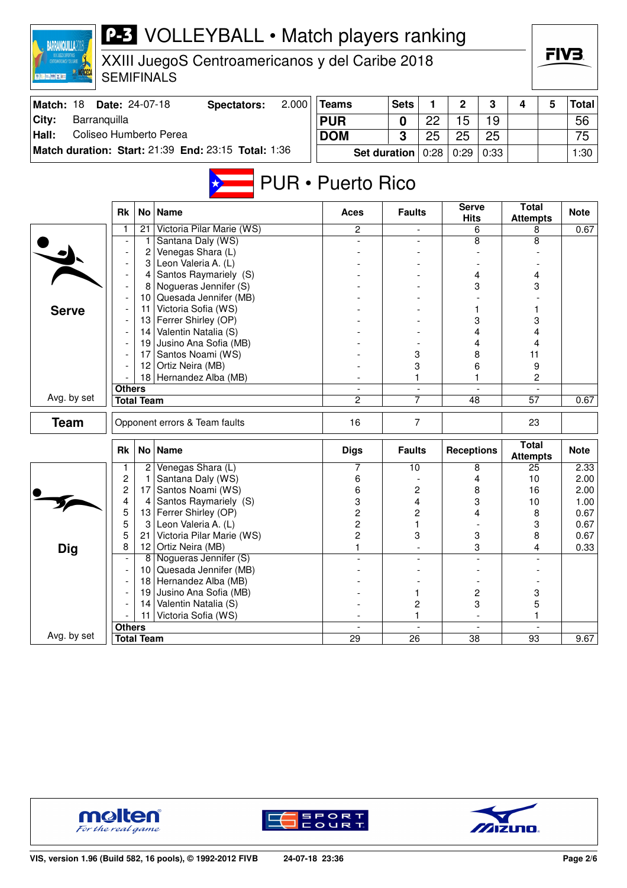# P-3 VOLLEYBALL • Match players ranking

XXIII JuegoS Centroamericanos y del Caribe 2018
SEMIFINALS

| Match: 18 | Date: 24-07-18 | Spectators: | 2.000 |
|---|---|---|---|
| City: | Barranquilla | | |
| Hall: | Coliseo Humberto Perea | | |
| Match duration: | Start: 21:39 | End: 23:15 | Total: 1:36 |

| Teams | Sets | 1 | 2 | 3 | 4 | 5 | Total |
|---|---|---|---|---|---|---|---|
| PUR | 0 | 22 | 15 | 19 | | | 56 |
| DOM | 3 | 25 | 25 | 25 | | | 75 |
| Set duration | | 0:28 | 0:29 | 0:33 | | | 1:30 |

## PUR • Puerto Rico

### Serve

| Rk | No | Name | Aces | Faults | Serve Hits | Total Attempts | Note |
|---|---|---|---|---|---|---|---|
| 1 | 21 | Victoria Pilar Marie (WS) | 2 | - | 6 | 8 | 0.67 |
| - | 1 | Santana Daly (WS) | - | - | 8 | 8 | |
| - | 2 | Venegas Shara (L) | - | - | - | - | |
| - | 3 | Leon Valeria A. (L) | - | - | - | - | |
| - | 4 | Santos Raymariely (S) | - | - | 4 | 4 | |
| - | 8 | Nogueras Jennifer (S) | - | - | 3 | 3 | |
| - | 10 | Quesada Jennifer (MB) | - | - | - | - | |
| - | 11 | Victoria Sofia (WS) | - | - | 1 | 1 | |
| - | 13 | Ferrer Shirley (OP) | - | - | 3 | 3 | |
| - | 14 | Valentin Natalia (S) | - | - | 4 | 4 | |
| - | 19 | Jusino Ana Sofia (MB) | - | - | 4 | 4 | |
| - | 17 | Santos Noami (WS) | - | 3 | 8 | 11 | |
| - | 12 | Ortiz Neira (MB) | - | 3 | 6 | 9 | |
| - | 18 | Hernandez Alba (MB) | - | 1 | 1 | 2 | |
| Others | | | - | - | - | - | |
| Total Team | | | 2 | 7 | 48 | 57 | 0.67 |

Avg. by set

### Team

| | Aces | Faults | | Total Attempts | Note |
|---|---|---|---|---|---|
| Opponent errors & Team faults | 16 | 7 | | 23 | |

### Dig

| Rk | No | Name | Digs | Faults | Receptions | Total Attempts | Note |
|---|---|---|---|---|---|---|---|
| 1 | 2 | Venegas Shara (L) | 7 | 10 | 8 | 25 | 2.33 |
| 2 | 1 | Santana Daly (WS) | 6 | - | 4 | 10 | 2.00 |
| 2 | 17 | Santos Noami (WS) | 6 | 2 | 8 | 16 | 2.00 |
| 4 | 4 | Santos Raymariely (S) | 3 | 4 | 3 | 10 | 1.00 |
| 5 | 13 | Ferrer Shirley (OP) | 2 | 2 | 4 | 8 | 0.67 |
| 5 | 3 | Leon Valeria A. (L) | 2 | 1 | - | 3 | 0.67 |
| 5 | 21 | Victoria Pilar Marie (WS) | 2 | 3 | 3 | 8 | 0.67 |
| 8 | 12 | Ortiz Neira (MB) | 1 | - | 3 | 4 | 0.33 |
| - | 8 | Nogueras Jennifer (S) | - | - | - | - | |
| - | 10 | Quesada Jennifer (MB) | - | - | - | - | |
| - | 18 | Hernandez Alba (MB) | - | - | - | - | |
| - | 19 | Jusino Ana Sofia (MB) | - | 1 | 2 | 3 | |
| - | 14 | Valentin Natalia (S) | - | 2 | 3 | 5 | |
| - | 11 | Victoria Sofia (WS) | - | 1 | - | 1 | |
| Others | | | - | - | - | - | |
| Total Team | | | 29 | 26 | 38 | 93 | 9.67 |

Avg. by set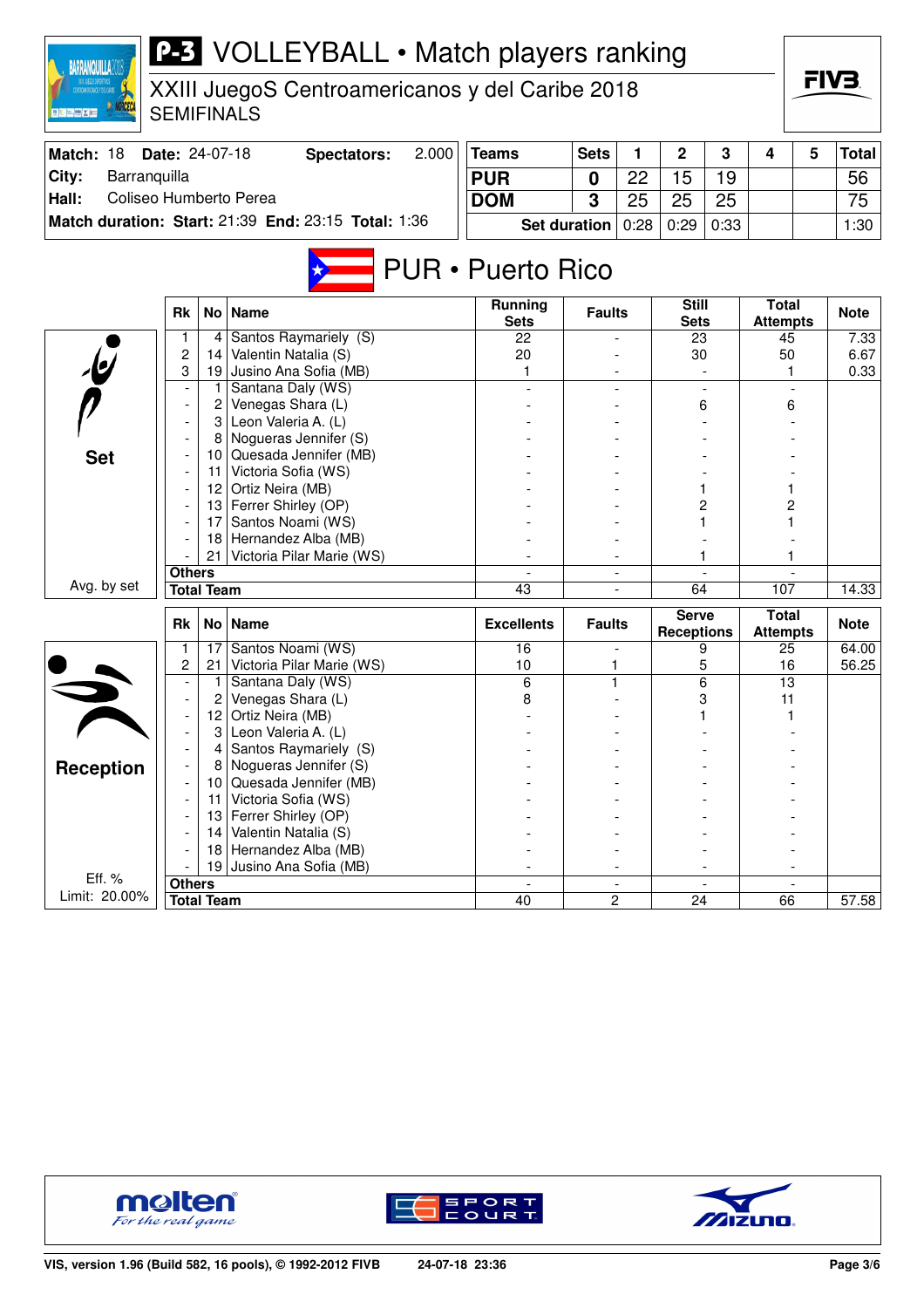# P-3 VOLLEYBALL • Match players ranking

XXIII JuegoS Centroamericanos y del Caribe 2018
SEMIFINALS

| Match: 18 | Date: 24-07-18 | Spectators: | 2.000 |
|---|---|---|---|
| City: | Barranquilla | | |
| Hall: | Coliseo Humberto Perea | | |
| Match duration: | Start: 21:39 | End: 23:15 | Total: 1:36 |

| Teams | Sets | 1 | 2 | 3 | 4 | 5 | Total |
|---|---|---|---|---|---|---|---|
| PUR | 0 | 22 | 15 | 19 | | | 56 |
| DOM | 3 | 25 | 25 | 25 | | | 75 |
| Set duration | | 0:28 | 0:29 | 0:33 | | | 1:30 |

## PUR • Puerto Rico

### Set (Avg. by set)

| Rk | No | Name | Running Sets | Faults | Still Sets | Total Attempts | Note |
|---|---|---|---|---|---|---|---|
| 1 | 4 | Santos Raymariely (S) | 22 | - | 23 | 45 | 7.33 |
| 2 | 14 | Valentin Natalia (S) | 20 | - | 30 | 50 | 6.67 |
| 3 | 19 | Jusino Ana Sofia (MB) | 1 | - | - | 1 | 0.33 |
| - | 1 | Santana Daly (WS) | - | - | - | - | |
| - | 2 | Venegas Shara (L) | - | - | 6 | 6 | |
| - | 3 | Leon Valeria A. (L) | - | - | - | - | |
| - | 8 | Nogueras Jennifer (S) | - | - | - | - | |
| - | 10 | Quesada Jennifer (MB) | - | - | - | - | |
| - | 11 | Victoria Sofia (WS) | - | - | - | - | |
| - | 12 | Ortiz Neira (MB) | - | - | 1 | 1 | |
| - | 13 | Ferrer Shirley (OP) | - | - | 2 | 2 | |
| - | 17 | Santos Noami (WS) | - | - | 1 | 1 | |
| - | 18 | Hernandez Alba (MB) | - | - | - | - | |
| - | 21 | Victoria Pilar Marie (WS) | - | - | 1 | 1 | |
| Others | | | - | - | - | - | |
| Total Team | | | 43 | - | 64 | 107 | 14.33 |

### Reception (Eff. % Limit: 20.00%)

| Rk | No | Name | Excellents | Faults | Serve Receptions | Total Attempts | Note |
|---|---|---|---|---|---|---|---|
| 1 | 17 | Santos Noami (WS) | 16 | - | 9 | 25 | 64.00 |
| 2 | 21 | Victoria Pilar Marie (WS) | 10 | 1 | 5 | 16 | 56.25 |
| - | 1 | Santana Daly (WS) | 6 | 1 | 6 | 13 | |
| - | 2 | Venegas Shara (L) | 8 | - | 3 | 11 | |
| - | 12 | Ortiz Neira (MB) | - | - | 1 | 1 | |
| - | 3 | Leon Valeria A. (L) | - | - | - | - | |
| - | 4 | Santos Raymariely (S) | - | - | - | - | |
| - | 8 | Nogueras Jennifer (S) | - | - | - | - | |
| - | 10 | Quesada Jennifer (MB) | - | - | - | - | |
| - | 11 | Victoria Sofia (WS) | - | - | - | - | |
| - | 13 | Ferrer Shirley (OP) | - | - | - | - | |
| - | 14 | Valentin Natalia (S) | - | - | - | - | |
| - | 18 | Hernandez Alba (MB) | - | - | - | - | |
| - | 19 | Jusino Ana Sofia (MB) | - | - | - | - | |
| Others | | | - | - | - | - | |
| Total Team | | | 40 | 2 | 24 | 66 | 57.58 |

VIS, version 1.96 (Build 582, 16 pools), © 1992-2012 FIVB    24-07-18 23:36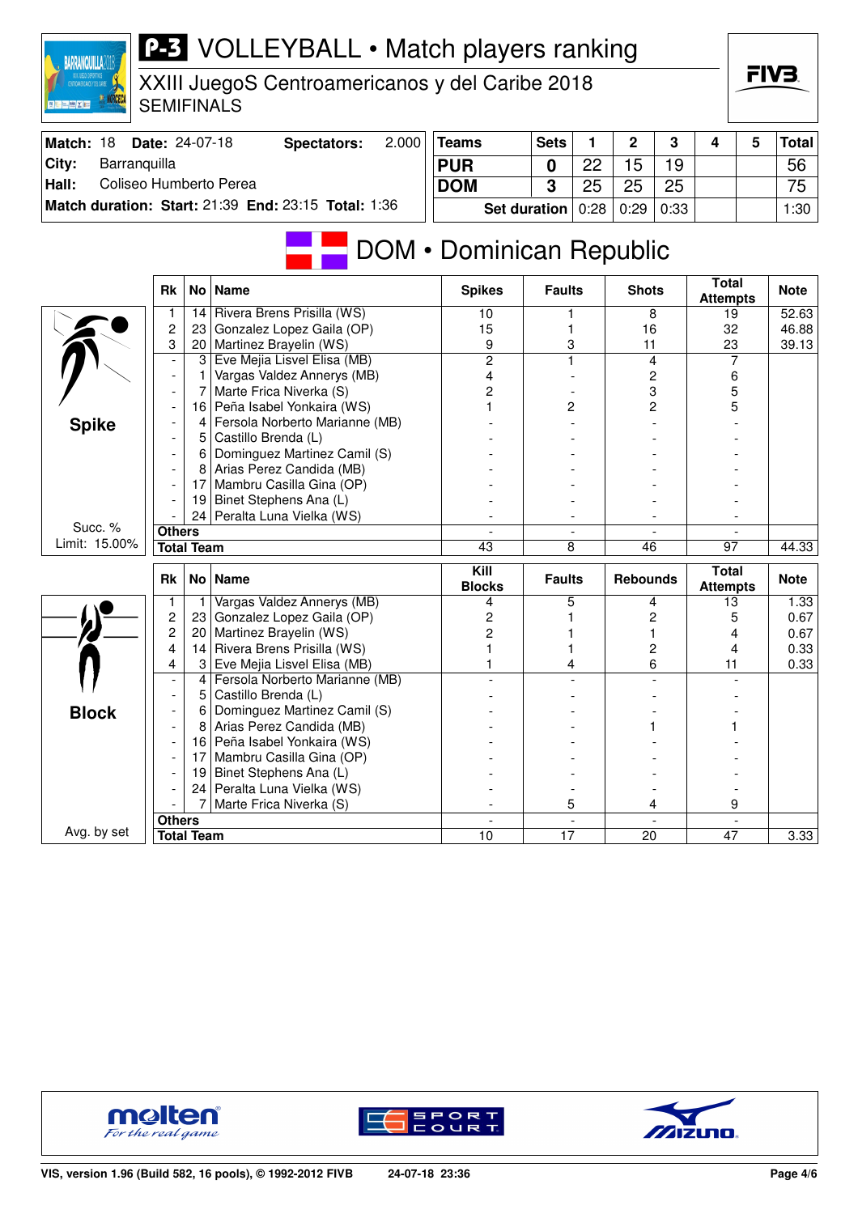# P-3 VOLLEYBALL • Match players ranking

XXIII JuegoS Centroamericanos y del Caribe 2018
SEMIFINALS

| Match: 18 | Date: 24-07-18 | Spectators: | 2.000 |
|---|---|---|---|
| City: | Barranquilla | | |
| Hall: | Coliseo Humberto Perea | | |
| Match duration: Start: 21:39 | End: 23:15 | Total: 1:36 | |

| Teams | Sets | 1 | 2 | 3 | 4 | 5 | Total |
|---|---|---|---|---|---|---|---|
| PUR | 0 | 22 | 15 | 19 | | | 56 |
| DOM | 3 | 25 | 25 | 25 | | | 75 |
| Set duration | | 0:28 | 0:29 | 0:33 | | | 1:30 |

## DOM • Dominican Republic

### Spike

Succ. % Limit: 15.00%

| Rk | No | Name | Spikes | Faults | Shots | Total Attempts | Note |
|---|---|---|---|---|---|---|---|
| 1 | 14 | Rivera Brens Prisilla (WS) | 10 | 1 | 8 | 19 | 52.63 |
| 2 | 23 | Gonzalez Lopez Gaila (OP) | 15 | 1 | 16 | 32 | 46.88 |
| 3 | 20 | Martinez Brayelin (WS) | 9 | 3 | 11 | 23 | 39.13 |
| - | 3 | Eve Mejia Lisvel Elisa (MB) | 2 | 1 | 4 | 7 | |
| - | 1 | Vargas Valdez Annerys (MB) | 4 | - | 2 | 6 | |
| - | 7 | Marte Frica Niverka (S) | 2 | - | 3 | 5 | |
| - | 16 | Peña Isabel Yonkaira (WS) | 1 | 2 | 2 | 5 | |
| - | 4 | Fersola Norberto Marianne (MB) | - | - | - | - | |
| - | 5 | Castillo Brenda (L) | - | - | - | - | |
| - | 6 | Dominguez Martinez Camil (S) | - | - | - | - | |
| - | 8 | Arias Perez Candida (MB) | - | - | - | - | |
| - | 17 | Mambru Casilla Gina (OP) | - | - | - | - | |
| - | 19 | Binet Stephens Ana (L) | - | - | - | - | |
| - | 24 | Peralta Luna Vielka (WS) | - | - | - | - | |
| Others | | | - | - | - | - | |
| Total Team | | | 43 | 8 | 46 | 97 | 44.33 |

### Block

Avg. by set

| Rk | No | Name | Kill Blocks | Faults | Rebounds | Total Attempts | Note |
|---|---|---|---|---|---|---|---|
| 1 | 1 | Vargas Valdez Annerys (MB) | 4 | 5 | 4 | 13 | 1.33 |
| 2 | 23 | Gonzalez Lopez Gaila (OP) | 2 | 1 | 2 | 5 | 0.67 |
| 2 | 20 | Martinez Brayelin (WS) | 2 | 1 | 1 | 4 | 0.67 |
| 4 | 14 | Rivera Brens Prisilla (WS) | 1 | 1 | 2 | 4 | 0.33 |
| 4 | 3 | Eve Mejia Lisvel Elisa (MB) | 1 | 4 | 6 | 11 | 0.33 |
| - | 4 | Fersola Norberto Marianne (MB) | - | - | - | - | |
| - | 5 | Castillo Brenda (L) | - | - | - | - | |
| - | 6 | Dominguez Martinez Camil (S) | - | - | - | - | |
| - | 8 | Arias Perez Candida (MB) | - | - | 1 | 1 | |
| - | 16 | Peña Isabel Yonkaira (WS) | - | - | - | - | |
| - | 17 | Mambru Casilla Gina (OP) | - | - | - | - | |
| - | 19 | Binet Stephens Ana (L) | - | - | - | - | |
| - | 24 | Peralta Luna Vielka (WS) | - | - | - | - | |
| - | 7 | Marte Frica Niverka (S) | - | 5 | 4 | 9 | |
| Others | | | - | - | - | - | |
| Total Team | | | 10 | 17 | 20 | 47 | 3.33 |

VIS, version 1.96 (Build 582, 16 pools), © 1992-2012 FIVB 24-07-18 23:36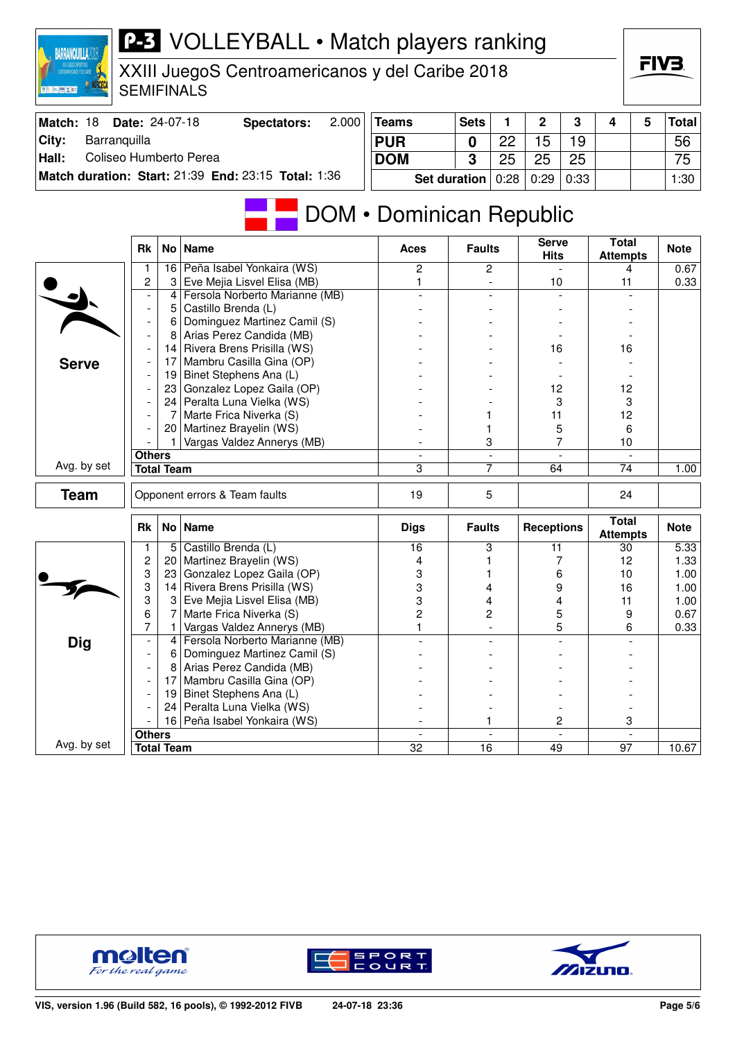# P-3 VOLLEYBALL • Match players ranking

XXIII JuegoS Centroamericanos y del Caribe 2018
SEMIFINALS

| Match: 18 | Date: 24-07-18 | Spectators: | 2.000 |
|---|---|---|---|
| City: | Barranquilla | | |
| Hall: | Coliseo Humberto Perea | | |
| Match duration: Start: 21:39 | End: 23:15 | Total: 1:36 | |

| Teams | Sets | 1 | 2 | 3 | 4 | 5 | Total |
|---|---|---|---|---|---|---|---|
| PUR | 0 | 22 | 15 | 19 | | | 56 |
| DOM | 3 | 25 | 25 | 25 | | | 75 |
| Set duration | | 0:28 | 0:29 | 0:33 | | | 1:30 |

## DOM • Dominican Republic

### Serve

| Rk | No | Name | Aces | Faults | Serve Hits | Total Attempts | Note |
|---|---|---|---|---|---|---|---|
| 1 | 16 | Peña Isabel Yonkaira (WS) | 2 | 2 | - | 4 | 0.67 |
| 2 | 3 | Eve Mejia Lisvel Elisa (MB) | 1 | - | 10 | 11 | 0.33 |
| - | 4 | Fersola Norberto Marianne (MB) | - | - | - | - | |
| - | 5 | Castillo Brenda (L) | - | - | - | - | |
| - | 6 | Dominguez Martinez Camil (S) | - | - | - | - | |
| - | 8 | Arias Perez Candida (MB) | - | - | - | - | |
| - | 14 | Rivera Brens Prisilla (WS) | - | - | 16 | 16 | |
| - | 17 | Mambru Casilla Gina (OP) | - | - | - | - | |
| - | 19 | Binet Stephens Ana (L) | - | - | - | - | |
| - | 23 | Gonzalez Lopez Gaila (OP) | - | - | 12 | 12 | |
| - | 24 | Peralta Luna Vielka (WS) | - | - | 3 | 3 | |
| - | 7 | Marte Frica Niverka (S) | - | 1 | 11 | 12 | |
| - | 20 | Martinez Brayelin (WS) | - | 1 | 5 | 6 | |
| - | 1 | Vargas Valdez Annerys (MB) | - | 3 | 7 | 10 | |
| Others | | | - | - | - | - | |
| Total Team | | | 3 | 7 | 64 | 74 | 1.00 |

Avg. by set

### Team

| | Aces | Faults | Serve Hits | Total Attempts | Note |
|---|---|---|---|---|---|
| Opponent errors & Team faults | 19 | 5 | | 24 | |

### Dig

| Rk | No | Name | Digs | Faults | Receptions | Total Attempts | Note |
|---|---|---|---|---|---|---|---|
| 1 | 5 | Castillo Brenda (L) | 16 | 3 | 11 | 30 | 5.33 |
| 2 | 20 | Martinez Brayelin (WS) | 4 | 1 | 7 | 12 | 1.33 |
| 3 | 23 | Gonzalez Lopez Gaila (OP) | 3 | 1 | 6 | 10 | 1.00 |
| 3 | 14 | Rivera Brens Prisilla (WS) | 3 | 4 | 9 | 16 | 1.00 |
| 3 | 3 | Eve Mejia Lisvel Elisa (MB) | 3 | 4 | 4 | 11 | 1.00 |
| 6 | 7 | Marte Frica Niverka (S) | 2 | 2 | 5 | 9 | 0.67 |
| 7 | 1 | Vargas Valdez Annerys (MB) | 1 | - | 5 | 6 | 0.33 |
| - | 4 | Fersola Norberto Marianne (MB) | - | - | - | - | |
| - | 6 | Dominguez Martinez Camil (S) | - | - | - | - | |
| - | 8 | Arias Perez Candida (MB) | - | - | - | - | |
| - | 17 | Mambru Casilla Gina (OP) | - | - | - | - | |
| - | 19 | Binet Stephens Ana (L) | - | - | - | - | |
| - | 24 | Peralta Luna Vielka (WS) | - | - | - | - | |
| - | 16 | Peña Isabel Yonkaira (WS) | - | 1 | 2 | 3 | |
| Others | | | - | - | - | - | |
| Total Team | | | 32 | 16 | 49 | 97 | 10.67 |

Avg. by set

VIS, version 1.96 (Build 582, 16 pools), © 1992-2012 FIVB 24-07-18 23:36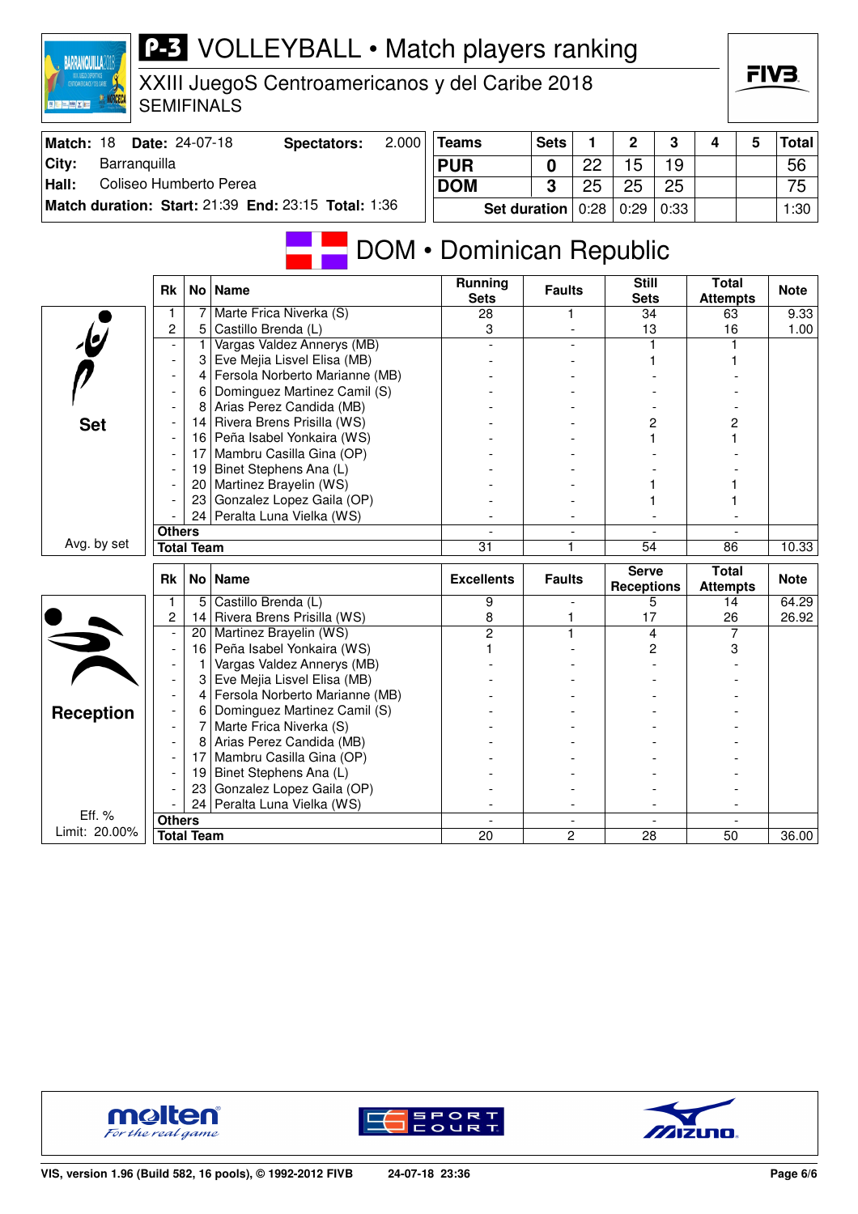# P-3 VOLLEYBALL • Match players ranking

XXIII JuegoS Centroamericanos y del Caribe 2018
SEMIFINALS

| | | | |
|---|---|---|---|
| **Match:** 18 | **Date:** 24-07-18 | **Spectators:** | 2.000 |
| **City:** | Barranquilla | | |
| **Hall:** | Coliseo Humberto Perea | | |
| **Match duration: Start:** 21:39 | **End:** 23:15 | **Total:** 1:36 | |

| Teams | Sets | 1 | 2 | 3 | 4 | 5 | Total |
|---|---|---|---|---|---|---|---|
| PUR | 0 | 22 | 15 | 19 | | | 56 |
| DOM | 3 | 25 | 25 | 25 | | | 75 |
| Set duration | | 0:28 | 0:29 | 0:33 | | | 1:30 |

## DOM • Dominican Republic

### Set

| Rk | No | Name | Running Sets | Faults | Still Sets | Total Attempts | Note |
|---|---|---|---|---|---|---|---|
| 1 | 7 | Marte Frica Niverka (S) | 28 | 1 | 34 | 63 | 9.33 |
| 2 | 5 | Castillo Brenda (L) | 3 | - | 13 | 16 | 1.00 |
| - | 1 | Vargas Valdez Annerys (MB) | - | - | 1 | 1 | |
| - | 3 | Eve Mejia Lisvel Elisa (MB) | - | - | 1 | 1 | |
| - | 4 | Fersola Norberto Marianne (MB) | - | - | - | - | |
| - | 6 | Dominguez Martinez Camil (S) | - | - | - | - | |
| - | 8 | Arias Perez Candida (MB) | - | - | - | - | |
| - | 14 | Rivera Brens Prisilla (WS) | - | - | 2 | 2 | |
| - | 16 | Peña Isabel Yonkaira (WS) | - | - | 1 | 1 | |
| - | 17 | Mambru Casilla Gina (OP) | - | - | - | - | |
| - | 19 | Binet Stephens Ana (L) | - | - | - | - | |
| - | 20 | Martinez Brayelin (WS) | - | - | 1 | 1 | |
| - | 23 | Gonzalez Lopez Gaila (OP) | - | - | 1 | 1 | |
| - | 24 | Peralta Luna Vielka (WS) | - | - | - | - | |
| Others | | | - | - | - | - | |
| Total Team | | | 31 | 1 | 54 | 86 | 10.33 |

Avg. by set

### Reception

| Rk | No | Name | Excellents | Faults | Serve Receptions | Total Attempts | Note |
|---|---|---|---|---|---|---|---|
| 1 | 5 | Castillo Brenda (L) | 9 | - | 5 | 14 | 64.29 |
| 2 | 14 | Rivera Brens Prisilla (WS) | 8 | 1 | 17 | 26 | 26.92 |
| - | 20 | Martinez Brayelin (WS) | 2 | 1 | 4 | 7 | |
| - | 16 | Peña Isabel Yonkaira (WS) | 1 | - | 2 | 3 | |
| - | 1 | Vargas Valdez Annerys (MB) | - | - | - | - | |
| - | 3 | Eve Mejia Lisvel Elisa (MB) | - | - | - | - | |
| - | 4 | Fersola Norberto Marianne (MB) | - | - | - | - | |
| - | 6 | Dominguez Martinez Camil (S) | - | - | - | - | |
| - | 7 | Marte Frica Niverka (S) | - | - | - | - | |
| - | 8 | Arias Perez Candida (MB) | - | - | - | - | |
| - | 17 | Mambru Casilla Gina (OP) | - | - | - | - | |
| - | 19 | Binet Stephens Ana (L) | - | - | - | - | |
| - | 23 | Gonzalez Lopez Gaila (OP) | - | - | - | - | |
| - | 24 | Peralta Luna Vielka (WS) | - | - | - | - | |
| Others | | | - | - | - | - | |
| Total Team | | | 20 | 2 | 28 | 50 | 36.00 |

Eff. %
Limit: 20.00%

VIS, version 1.96 (Build 582, 16 pools), © 1992-2012 FIVB 24-07-18 23:36